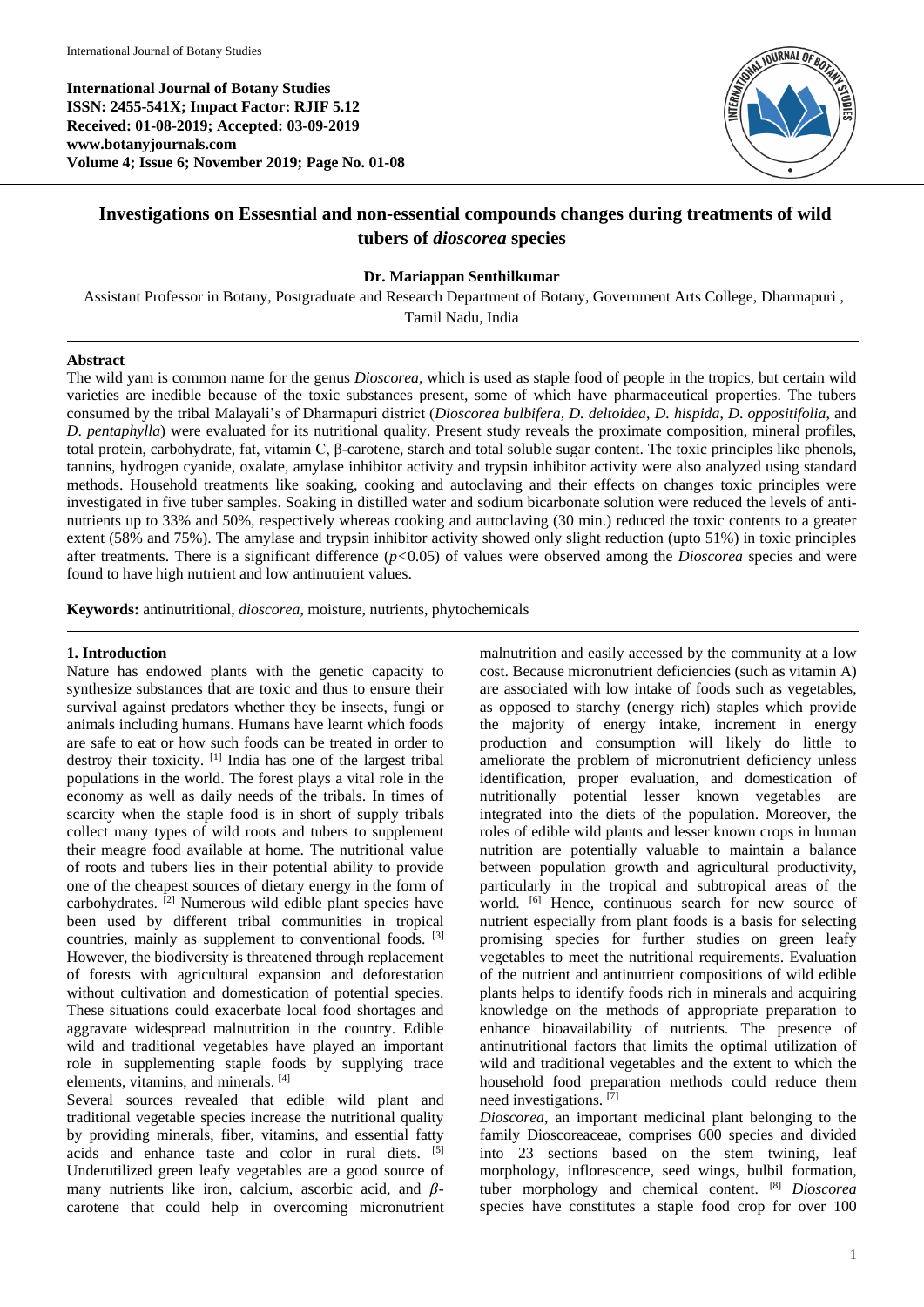International Journal of Botany Studies
ISSN: 2455-541X; Impact Factor: RJIF 5.12
Received: 01-08-2019; Accepted: 03-09-2019
www.botanyjournals.com
Volume 4; Issue 6; November 2019; Page No. 01-08

# Investigations on Essesntial and non-essential compounds changes during treatments of wild tubers of *dioscorea* species

**Dr. Mariappan Senthilkumar**

Assistant Professor in Botany, Postgraduate and Research Department of Botany, Government Arts College, Dharmapuri , Tamil Nadu, India

---

**Abstract**

The wild yam is common name for the genus *Dioscorea,* which is used as staple food of people in the tropics, but certain wild varieties are inedible because of the toxic substances present, some of which have pharmaceutical properties. The tubers consumed by the tribal Malayali's of Dharmapuri district (*Dioscorea bulbifera*, *D. deltoidea*, *D. hispida*, *D*. *oppositifolia*, and *D*. *pentaphylla*) were evaluated for its nutritional quality. Present study reveals the proximate composition, mineral profiles, total protein, carbohydrate, fat, vitamin C, β-carotene, starch and total soluble sugar content. The toxic principles like phenols, tannins, hydrogen cyanide, oxalate, amylase inhibitor activity and trypsin inhibitor activity were also analyzed using standard methods. Household treatments like soaking, cooking and autoclaving and their effects on changes toxic principles were investigated in five tuber samples. Soaking in distilled water and sodium bicarbonate solution were reduced the levels of anti-nutrients up to 33% and 50%, respectively whereas cooking and autoclaving (30 min.) reduced the toxic contents to a greater extent (58% and 75%). The amylase and trypsin inhibitor activity showed only slight reduction (upto 51%) in toxic principles after treatments. There is a significant difference ($p<0.05$) of values were observed among the *Dioscorea* species and were found to have high nutrient and low antinutrient values.

**Keywords:** antinutritional, *dioscorea*, moisture, nutrients, phytochemicals

---

## 1. Introduction

Nature has endowed plants with the genetic capacity to synthesize substances that are toxic and thus to ensure their survival against predators whether they be insects, fungi or animals including humans. Humans have learnt which foods are safe to eat or how such foods can be treated in order to destroy their toxicity. [1] India has one of the largest tribal populations in the world. The forest plays a vital role in the economy as well as daily needs of the tribals. In times of scarcity when the staple food is in short of supply tribals collect many types of wild roots and tubers to supplement their meagre food available at home. The nutritional value of roots and tubers lies in their potential ability to provide one of the cheapest sources of dietary energy in the form of carbohydrates. [2] Numerous wild edible plant species have been used by different tribal communities in tropical countries, mainly as supplement to conventional foods. [3] However, the biodiversity is threatened through replacement of forests with agricultural expansion and deforestation without cultivation and domestication of potential species. These situations could exacerbate local food shortages and aggravate widespread malnutrition in the country. Edible wild and traditional vegetables have played an important role in supplementing staple foods by supplying trace elements, vitamins, and minerals. [4]

Several sources revealed that edible wild plant and traditional vegetable species increase the nutritional quality by providing minerals, fiber, vitamins, and essential fatty acids and enhance taste and color in rural diets. [5] Underutilized green leafy vegetables are a good source of many nutrients like iron, calcium, ascorbic acid, and *β*-carotene that could help in overcoming micronutrient malnutrition and easily accessed by the community at a low cost. Because micronutrient deficiencies (such as vitamin A) are associated with low intake of foods such as vegetables, as opposed to starchy (energy rich) staples which provide the majority of energy intake, increment in energy production and consumption will likely do little to ameliorate the problem of micronutrient deficiency unless identification, proper evaluation, and domestication of nutritionally potential lesser known vegetables are integrated into the diets of the population. Moreover, the roles of edible wild plants and lesser known crops in human nutrition are potentially valuable to maintain a balance between population growth and agricultural productivity, particularly in the tropical and subtropical areas of the world. [6] Hence, continuous search for new source of nutrient especially from plant foods is a basis for selecting promising species for further studies on green leafy vegetables to meet the nutritional requirements. Evaluation of the nutrient and antinutrient compositions of wild edible plants helps to identify foods rich in minerals and acquiring knowledge on the methods of appropriate preparation to enhance bioavailability of nutrients. The presence of antinutritional factors that limits the optimal utilization of wild and traditional vegetables and the extent to which the household food preparation methods could reduce them need investigations. [7]

*Dioscorea*, an important medicinal plant belonging to the family Dioscoreaceae, comprises 600 species and divided into 23 sections based on the stem twining, leaf morphology, inflorescence, seed wings, bulbil formation, tuber morphology and chemical content. [8] *Dioscorea* species have constitutes a staple food crop for over 100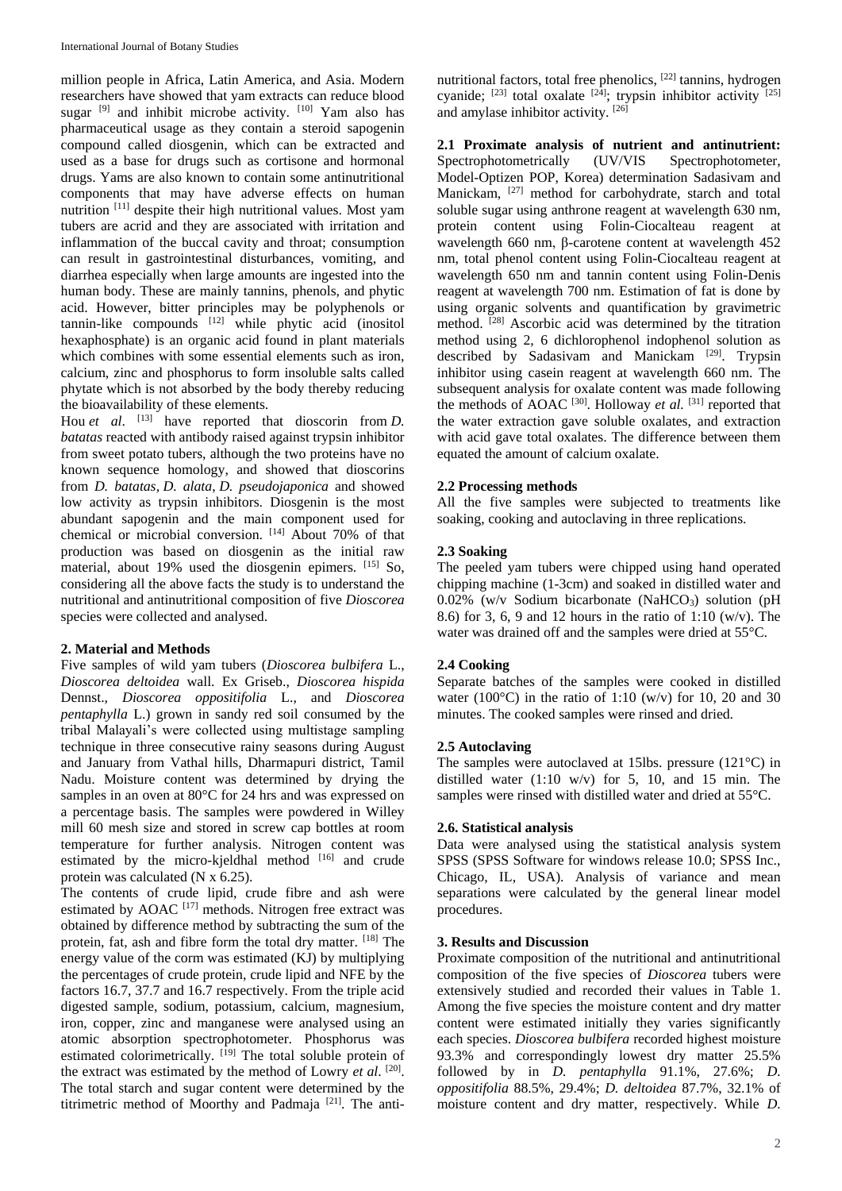million people in Africa, Latin America, and Asia. Modern researchers have showed that yam extracts can reduce blood sugar [9] and inhibit microbe activity. [10] Yam also has pharmaceutical usage as they contain a steroid sapogenin compound called diosgenin, which can be extracted and used as a base for drugs such as cortisone and hormonal drugs. Yams are also known to contain some antinutritional components that may have adverse effects on human nutrition [11] despite their high nutritional values. Most yam tubers are acrid and they are associated with irritation and inflammation of the buccal cavity and throat; consumption can result in gastrointestinal disturbances, vomiting, and diarrhea especially when large amounts are ingested into the human body. These are mainly tannins, phenols, and phytic acid. However, bitter principles may be polyphenols or tannin-like compounds [12] while phytic acid (inositol hexaphosphate) is an organic acid found in plant materials which combines with some essential elements such as iron, calcium, zinc and phosphorus to form insoluble salts called phytate which is not absorbed by the body thereby reducing the bioavailability of these elements.

Hou *et al*. [13] have reported that dioscorin from *D. batatas* reacted with antibody raised against trypsin inhibitor from sweet potato tubers, although the two proteins have no known sequence homology, and showed that dioscorins from *D. batatas*, *D. alata*, *D. pseudojaponica* and showed low activity as trypsin inhibitors. Diosgenin is the most abundant sapogenin and the main component used for chemical or microbial conversion. [14] About 70% of that production was based on diosgenin as the initial raw material, about 19% used the diosgenin epimers. [15] So, considering all the above facts the study is to understand the nutritional and antinutritional composition of five *Dioscorea* species were collected and analysed.

## 2. Material and Methods

Five samples of wild yam tubers (*Dioscorea bulbifera* L., *Dioscorea deltoidea* wall. Ex Griseb., *Dioscorea hispida* Dennst., *Dioscorea oppositifolia* L., and *Dioscorea pentaphylla* L.) grown in sandy red soil consumed by the tribal Malayali's were collected using multistage sampling technique in three consecutive rainy seasons during August and January from Vathal hills, Dharmapuri district, Tamil Nadu. Moisture content was determined by drying the samples in an oven at 80°C for 24 hrs and was expressed on a percentage basis. The samples were powdered in Willey mill 60 mesh size and stored in screw cap bottles at room temperature for further analysis. Nitrogen content was estimated by the micro-kjeldhal method [16] and crude protein was calculated (N x 6.25).

The contents of crude lipid, crude fibre and ash were estimated by AOAC [17] methods. Nitrogen free extract was obtained by difference method by subtracting the sum of the protein, fat, ash and fibre form the total dry matter. [18] The energy value of the corm was estimated (KJ) by multiplying the percentages of crude protein, crude lipid and NFE by the factors 16.7, 37.7 and 16.7 respectively. From the triple acid digested sample, sodium, potassium, calcium, magnesium, iron, copper, zinc and manganese were analysed using an atomic absorption spectrophotometer. Phosphorus was estimated colorimetrically. [19] The total soluble protein of the extract was estimated by the method of Lowry *et al*. [20]. The total starch and sugar content were determined by the titrimetric method of Moorthy and Padmaja [21]. The anti-nutritional factors, total free phenolics, [22] tannins, hydrogen cyanide; [23] total oxalate [24]; trypsin inhibitor activity [25] and amylase inhibitor activity. [26]

**2.1 Proximate analysis of nutrient and antinutrient:** Spectrophotometrically (UV/VIS Spectrophotometer, Model-Optizen POP, Korea) determination Sadasivam and Manickam, [27] method for carbohydrate, starch and total soluble sugar using anthrone reagent at wavelength 630 nm, protein content using Folin-Ciocalteau reagent at wavelength 660 nm, β-carotene content at wavelength 452 nm, total phenol content using Folin-Ciocalteau reagent at wavelength 650 nm and tannin content using Folin-Denis reagent at wavelength 700 nm. Estimation of fat is done by using organic solvents and quantification by gravimetric method. [28] Ascorbic acid was determined by the titration method using 2, 6 dichlorophenol indophenol solution as described by Sadasivam and Manickam [29]. Trypsin inhibitor using casein reagent at wavelength 660 nm. The subsequent analysis for oxalate content was made following the methods of AOAC [30]. Holloway *et al.* [31] reported that the water extraction gave soluble oxalates, and extraction with acid gave total oxalates. The difference between them equated the amount of calcium oxalate.

### 2.2 Processing methods

All the five samples were subjected to treatments like soaking, cooking and autoclaving in three replications.

### 2.3 Soaking

The peeled yam tubers were chipped using hand operated chipping machine (1-3cm) and soaked in distilled water and 0.02% (w/v Sodium bicarbonate ($NaHCO_3$) solution (pH 8.6) for 3, 6, 9 and 12 hours in the ratio of 1:10 (w/v). The water was drained off and the samples were dried at 55°C.

### 2.4 Cooking

Separate batches of the samples were cooked in distilled water (100°C) in the ratio of 1:10 (w/v) for 10, 20 and 30 minutes. The cooked samples were rinsed and dried.

### 2.5 Autoclaving

The samples were autoclaved at 15lbs. pressure (121°C) in distilled water (1:10 w/v) for 5, 10, and 15 min. The samples were rinsed with distilled water and dried at 55°C.

### 2.6. Statistical analysis

Data were analysed using the statistical analysis system SPSS (SPSS Software for windows release 10.0; SPSS Inc., Chicago, IL, USA). Analysis of variance and mean separations were calculated by the general linear model procedures.

## 3. Results and Discussion

Proximate composition of the nutritional and antinutritional composition of the five species of *Dioscorea* tubers were extensively studied and recorded their values in Table 1. Among the five species the moisture content and dry matter content were estimated initially they varies significantly each species. *Dioscorea bulbifera* recorded highest moisture 93.3% and correspondingly lowest dry matter 25.5% followed by in *D. pentaphylla* 91.1%, 27.6%; *D. oppositifolia* 88.5%, 29.4%; *D. deltoidea* 87.7%, 32.1% of moisture content and dry matter, respectively. While *D.*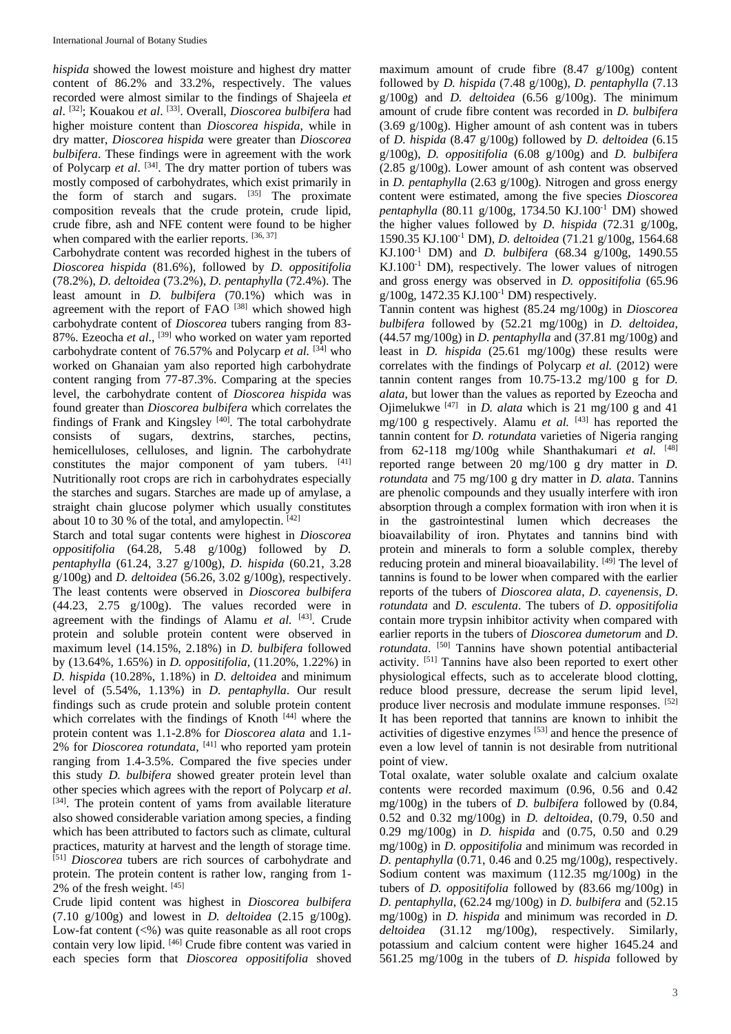*hispida* showed the lowest moisture and highest dry matter content of 86.2% and 33.2%, respectively. The values recorded were almost similar to the findings of Shajeela *et al*. [32]; Kouakou *et al*. [33]. Overall, *Dioscorea bulbifera* had higher moisture content than *Dioscorea hispida*, while in dry matter, *Dioscorea hispida* were greater than *Dioscorea bulbifera*. These findings were in agreement with the work of Polycarp *et al*. [34]. The dry matter portion of tubers was mostly composed of carbohydrates, which exist primarily in the form of starch and sugars. [35] The proximate composition reveals that the crude protein, crude lipid, crude fibre, ash and NFE content were found to be higher when compared with the earlier reports. [36, 37]

Carbohydrate content was recorded highest in the tubers of *Dioscorea hispida* (81.6%), followed by *D. oppositifolia* (78.2%), *D. deltoidea* (73.2%), *D. pentaphylla* (72.4%). The least amount in *D. bulbifera* (70.1%) which was in agreement with the report of FAO [38] which showed high carbohydrate content of *Dioscorea* tubers ranging from 83-87%. Ezeocha *et al*., [39] who worked on water yam reported carbohydrate content of 76.57% and Polycarp *et al*. [34] who worked on Ghanaian yam also reported high carbohydrate content ranging from 77-87.3%. Comparing at the species level, the carbohydrate content of *Dioscorea hispida* was found greater than *Dioscorea bulbifera* which correlates the findings of Frank and Kingsley [40]. The total carbohydrate consists of sugars, dextrins, starches, pectins, hemicelluloses, celluloses, and lignin. The carbohydrate constitutes the major component of yam tubers. [41] Nutritionally root crops are rich in carbohydrates especially the starches and sugars. Starches are made up of amylase, a straight chain glucose polymer which usually constitutes about 10 to 30 % of the total, and amylopectin. [42]

Starch and total sugar contents were highest in *Dioscorea oppositifolia* (64.28, 5.48 g/100g) followed by *D. pentaphylla* (61.24, 3.27 g/100g), *D. hispida* (60.21, 3.28 g/100g) and *D. deltoidea* (56.26, 3.02 g/100g), respectively. The least contents were observed in *Dioscorea bulbifera* (44.23, 2.75 g/100g). The values recorded were in agreement with the findings of Alamu *et al*. [43]. Crude protein and soluble protein content were observed in maximum level (14.15%, 2.18%) in *D. bulbifera* followed by (13.64%, 1.65%) in *D. oppositifolia*, (11.20%, 1.22%) in *D. hispida* (10.28%, 1.18%) in *D. deltoidea* and minimum level of (5.54%, 1.13%) in *D. pentaphylla*. Our result findings such as crude protein and soluble protein content which correlates with the findings of Knoth [44] where the protein content was 1.1-2.8% for *Dioscorea alata* and 1.1-2% for *Dioscorea rotundata*, [41] who reported yam protein ranging from 1.4-3.5%. Compared the five species under this study *D. bulbifera* showed greater protein level than other species which agrees with the report of Polycarp *et al*. [34]. The protein content of yams from available literature also showed considerable variation among species, a finding which has been attributed to factors such as climate, cultural practices, maturity at harvest and the length of storage time. [51] *Dioscorea* tubers are rich sources of carbohydrate and protein. The protein content is rather low, ranging from 1-2% of the fresh weight. [45]

Crude lipid content was highest in *Dioscorea bulbifera* (7.10 g/100g) and lowest in *D. deltoidea* (2.15 g/100g). Low-fat content (<%) was quite reasonable as all root crops contain very low lipid. [46] Crude fibre content was varied in each species form that *Dioscorea oppositifolia* shoved maximum amount of crude fibre (8.47 g/100g) content followed by *D. hispida* (7.48 g/100g), *D. pentaphylla* (7.13 g/100g) and *D. deltoidea* (6.56 g/100g). The minimum amount of crude fibre content was recorded in *D. bulbifera* (3.69 g/100g). Higher amount of ash content was in tubers of *D. hispida* (8.47 g/100g) followed by *D. deltoidea* (6.15 g/100g), *D. oppositifolia* (6.08 g/100g) and *D. bulbifera* (2.85 g/100g). Lower amount of ash content was observed in *D. pentaphylla* (2.63 g/100g). Nitrogen and gross energy content were estimated, among the five species *Dioscorea pentaphylla* (80.11 g/100g, 1734.50 $KJ.100^{-1}$ DM) showed the higher values followed by *D. hispida* (72.31 g/100g, 1590.35 $KJ.100^{-1}$ DM), *D. deltoidea* (71.21 g/100g, 1564.68 $KJ.100^{-1}$ DM) and *D. bulbifera* (68.34 g/100g, 1490.55 $KJ.100^{-1}$ DM) respectively. The lower values of nitrogen and gross energy was observed in *D. oppositifolia* (65.96 g/100g, 1472.35 $KJ.100^{-1}$ DM) respectively.

Tannin content was highest (85.24 mg/100g) in *Dioscorea bulbifera* followed by (52.21 mg/100g) in *D. deltoidea*, (44.57 mg/100g) in *D. pentaphylla* and (37.81 mg/100g) and least in *D. hispida* (25.61 mg/100g) these results were correlates with the findings of Polycarp *et al.* (2012) were tannin content ranges from 10.75-13.2 mg/100 g for *D. alata*, but lower than the values as reported by Ezeocha and Ojimelukwe [47] in *D. alata* which is 21 mg/100 g and 41 mg/100 g respectively. Alamu *et al.* [43] has reported the tannin content for *D. rotundata* varieties of Nigeria ranging from 62-118 mg/100g while Shanthakumari *et al.* [48] reported range between 20 mg/100 g dry matter in *D. rotundata* and 75 mg/100 g dry matter in *D. alata*. Tannins are phenolic compounds and they usually interfere with iron absorption through a complex formation with iron when it is in the gastrointestinal lumen which decreases the bioavailability of iron. Phytates and tannins bind with protein and minerals to form a soluble complex, thereby reducing protein and mineral bioavailability. [49] The level of tannins is found to be lower when compared with the earlier reports of the tubers of *Dioscorea alata*, *D. cayenensis*, *D. rotundata* and *D. esculenta*. The tubers of *D. oppositifolia* contain more trypsin inhibitor activity when compared with earlier reports in the tubers of *Dioscorea dumetorum* and *D. rotundata*. [50] Tannins have shown potential antibacterial activity. [51] Tannins have also been reported to exert other physiological effects, such as to accelerate blood clotting, reduce blood pressure, decrease the serum lipid level, produce liver necrosis and modulate immune responses. [52] It has been reported that tannins are known to inhibit the activities of digestive enzymes [53] and hence the presence of even a low level of tannin is not desirable from nutritional point of view.

Total oxalate, water soluble oxalate and calcium oxalate contents were recorded maximum (0.96, 0.56 and 0.42 mg/100g) in the tubers of *D. bulbifera* followed by (0.84, 0.52 and 0.32 mg/100g) in *D. deltoidea*, (0.79, 0.50 and 0.29 mg/100g) in *D. hispida* and (0.75, 0.50 and 0.29 mg/100g) in *D. oppositifolia* and minimum was recorded in *D. pentaphylla* (0.71, 0.46 and 0.25 mg/100g), respectively. Sodium content was maximum (112.35 mg/100g) in the tubers of *D. oppositifolia* followed by (83.66 mg/100g) in *D. pentaphylla*, (62.24 mg/100g) in *D. bulbifera* and (52.15 mg/100g) in *D. hispida* and minimum was recorded in *D. deltoidea* (31.12 mg/100g), respectively. Similarly, potassium and calcium content were higher 1645.24 and 561.25 mg/100g in the tubers of *D. hispida* followed by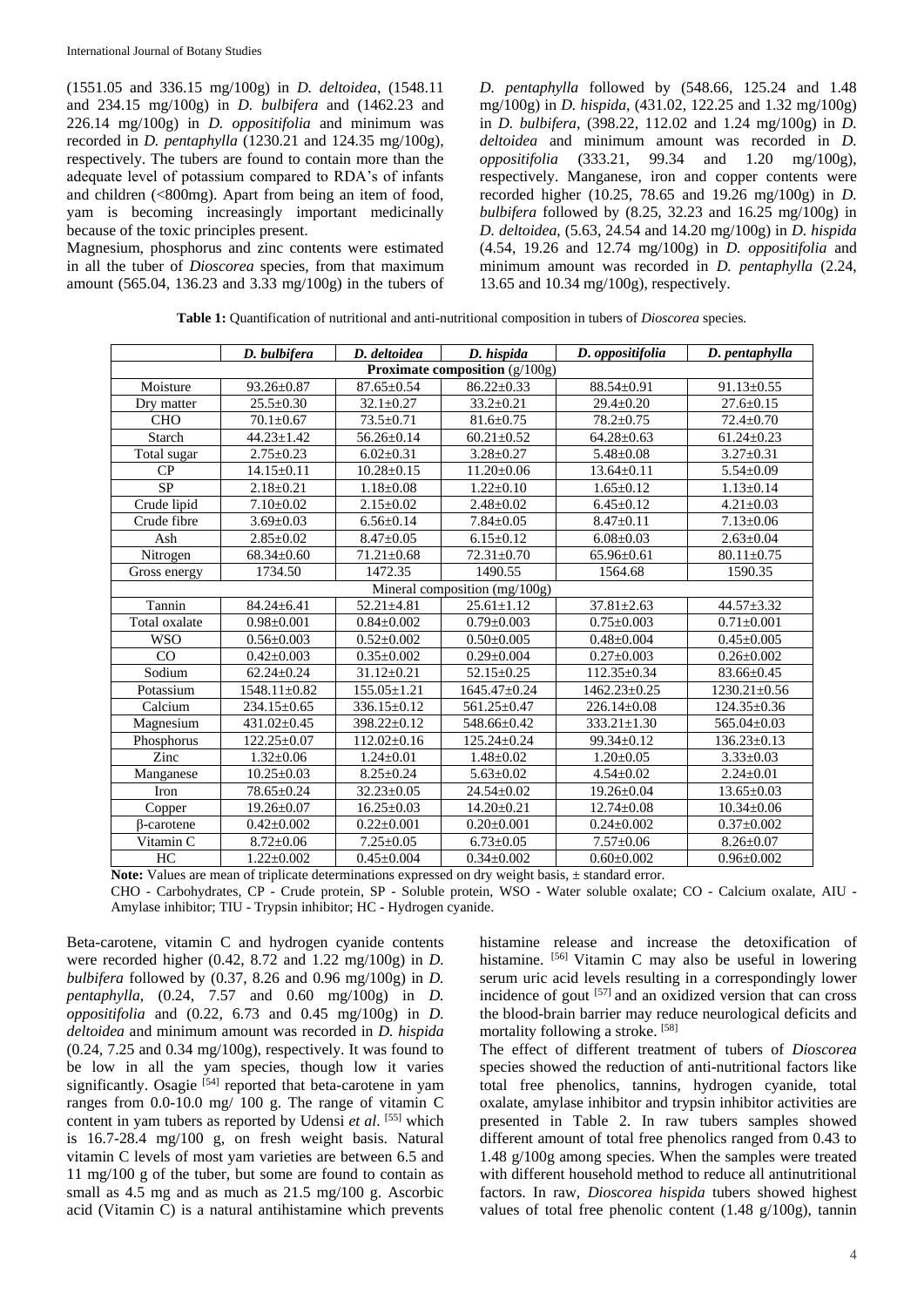(1551.05 and 336.15 mg/100g) in *D. deltoidea*, (1548.11 and 234.15 mg/100g) in *D. bulbifera* and (1462.23 and 226.14 mg/100g) in *D. oppositifolia* and minimum was recorded in *D. pentaphylla* (1230.21 and 124.35 mg/100g), respectively. The tubers are found to contain more than the adequate level of potassium compared to RDA's of infants and children (<800mg). Apart from being an item of food, yam is becoming increasingly important medicinally because of the toxic principles present.

Magnesium, phosphorus and zinc contents were estimated in all the tuber of *Dioscorea* species, from that maximum amount (565.04, 136.23 and 3.33 mg/100g) in the tubers of *D. pentaphylla* followed by (548.66, 125.24 and 1.48 mg/100g) in *D. hispida*, (431.02, 122.25 and 1.32 mg/100g) in *D. bulbifera*, (398.22, 112.02 and 1.24 mg/100g) in *D. deltoidea* and minimum amount was recorded in *D. oppositifolia* (333.21, 99.34 and 1.20 mg/100g), respectively. Manganese, iron and copper contents were recorded higher (10.25, 78.65 and 19.26 mg/100g) in *D. bulbifera* followed by (8.25, 32.23 and 16.25 mg/100g) in *D. deltoidea*, (5.63, 24.54 and 14.20 mg/100g) in *D. hispida* (4.54, 19.26 and 12.74 mg/100g) in *D. oppositifolia* and minimum amount was recorded in *D. pentaphylla* (2.24, 13.65 and 10.34 mg/100g), respectively.

**Table 1:** Quantification of nutritional and anti-nutritional composition in tubers of *Dioscorea* species.

| | *D. bulbifera* | *D. deltoidea* | *D. hispida* | *D. oppositifolia* | *D. pentaphylla* |
|---|---|---|---|---|---|
| **Proximate composition** (g/100g) | | | | | |
| Moisture | 93.26±0.87 | 87.65±0.54 | 86.22±0.33 | 88.54±0.91 | 91.13±0.55 |
| Dry matter | 25.5±0.30 | 32.1±0.27 | 33.2±0.21 | 29.4±0.20 | 27.6±0.15 |
| CHO | 70.1±0.67 | 73.5±0.71 | 81.6±0.75 | 78.2±0.75 | 72.4±0.70 |
| Starch | 44.23±1.42 | 56.26±0.14 | 60.21±0.52 | 64.28±0.63 | 61.24±0.23 |
| Total sugar | 2.75±0.23 | 6.02±0.31 | 3.28±0.27 | 5.48±0.08 | 3.27±0.31 |
| CP | 14.15±0.11 | 10.28±0.15 | 11.20±0.06 | 13.64±0.11 | 5.54±0.09 |
| SP | 2.18±0.21 | 1.18±0.08 | 1.22±0.10 | 1.65±0.12 | 1.13±0.14 |
| Crude lipid | 7.10±0.02 | 2.15±0.02 | 2.48±0.02 | 6.45±0.12 | 4.21±0.03 |
| Crude fibre | 3.69±0.03 | 6.56±0.14 | 7.84±0.05 | 8.47±0.11 | 7.13±0.06 |
| Ash | 2.85±0.02 | 8.47±0.05 | 6.15±0.12 | 6.08±0.03 | 2.63±0.04 |
| Nitrogen | 68.34±0.60 | 71.21±0.68 | 72.31±0.70 | 65.96±0.61 | 80.11±0.75 |
| Gross energy | 1734.50 | 1472.35 | 1490.55 | 1564.68 | 1590.35 |
| Mineral composition (mg/100g) | | | | | |
| Tannin | 84.24±6.41 | 52.21±4.81 | 25.61±1.12 | 37.81±2.63 | 44.57±3.32 |
| Total oxalate | 0.98±0.001 | 0.84±0.002 | 0.79±0.003 | 0.75±0.003 | 0.71±0.001 |
| WSO | 0.56±0.003 | 0.52±0.002 | 0.50±0.005 | 0.48±0.004 | 0.45±0.005 |
| CO | 0.42±0.003 | 0.35±0.002 | 0.29±0.004 | 0.27±0.003 | 0.26±0.002 |
| Sodium | 62.24±0.24 | 31.12±0.21 | 52.15±0.25 | 112.35±0.34 | 83.66±0.45 |
| Potassium | 1548.11±0.82 | 155.05±1.21 | 1645.47±0.24 | 1462.23±0.25 | 1230.21±0.56 |
| Calcium | 234.15±0.65 | 336.15±0.12 | 561.25±0.47 | 226.14±0.08 | 124.35±0.36 |
| Magnesium | 431.02±0.45 | 398.22±0.12 | 548.66±0.42 | 333.21±1.30 | 565.04±0.03 |
| Phosphorus | 122.25±0.07 | 112.02±0.16 | 125.24±0.24 | 99.34±0.12 | 136.23±0.13 |
| Zinc | 1.32±0.06 | 1.24±0.01 | 1.48±0.02 | 1.20±0.05 | 3.33±0.03 |
| Manganese | 10.25±0.03 | 8.25±0.24 | 5.63±0.02 | 4.54±0.02 | 2.24±0.01 |
| Iron | 78.65±0.24 | 32.23±0.05 | 24.54±0.02 | 19.26±0.04 | 13.65±0.03 |
| Copper | 19.26±0.07 | 16.25±0.03 | 14.20±0.21 | 12.74±0.08 | 10.34±0.06 |
| β-carotene | 0.42±0.002 | 0.22±0.001 | 0.20±0.001 | 0.24±0.002 | 0.37±0.002 |
| Vitamin C | 8.72±0.06 | 7.25±0.05 | 6.73±0.05 | 7.57±0.06 | 8.26±0.07 |
| HC | 1.22±0.002 | 0.45±0.004 | 0.34±0.002 | 0.60±0.002 | 0.96±0.002 |

**Note:** Values are mean of triplicate determinations expressed on dry weight basis, ± standard error.
CHO - Carbohydrates, CP - Crude protein, SP - Soluble protein, WSO - Water soluble oxalate; CO - Calcium oxalate, AIU - Amylase inhibitor; TIU - Trypsin inhibitor; HC - Hydrogen cyanide.

Beta-carotene, vitamin C and hydrogen cyanide contents were recorded higher (0.42, 8.72 and 1.22 mg/100g) in *D. bulbifera* followed by (0.37, 8.26 and 0.96 mg/100g) in *D. pentaphylla*, (0.24, 7.57 and 0.60 mg/100g) in *D. oppositifolia* and (0.22, 6.73 and 0.45 mg/100g) in *D. deltoidea* and minimum amount was recorded in *D. hispida* (0.24, 7.25 and 0.34 mg/100g), respectively. It was found to be low in all the yam species, though low it varies significantly. Osagie [54] reported that beta-carotene in yam ranges from 0.0-10.0 mg/ 100 g. The range of vitamin C content in yam tubers as reported by Udensi *et al*. [55] which is 16.7-28.4 mg/100 g, on fresh weight basis. Natural vitamin C levels of most yam varieties are between 6.5 and 11 mg/100 g of the tuber, but some are found to contain as small as 4.5 mg and as much as 21.5 mg/100 g. Ascorbic acid (Vitamin C) is a natural antihistamine which prevents histamine release and increase the detoxification of histamine. [56] Vitamin C may also be useful in lowering serum uric acid levels resulting in a correspondingly lower incidence of gout [57] and an oxidized version that can cross the blood-brain barrier may reduce neurological deficits and mortality following a stroke. [58]

The effect of different treatment of tubers of *Dioscorea* species showed the reduction of anti-nutritional factors like total free phenolics, tannins, hydrogen cyanide, total oxalate, amylase inhibitor and trypsin inhibitor activities are presented in Table 2. In raw tubers samples showed different amount of total free phenolics ranged from 0.43 to 1.48 g/100g among species. When the samples were treated with different household method to reduce all antinutritional factors. In raw, *Dioscorea hispida* tubers showed highest values of total free phenolic content (1.48 g/100g), tannin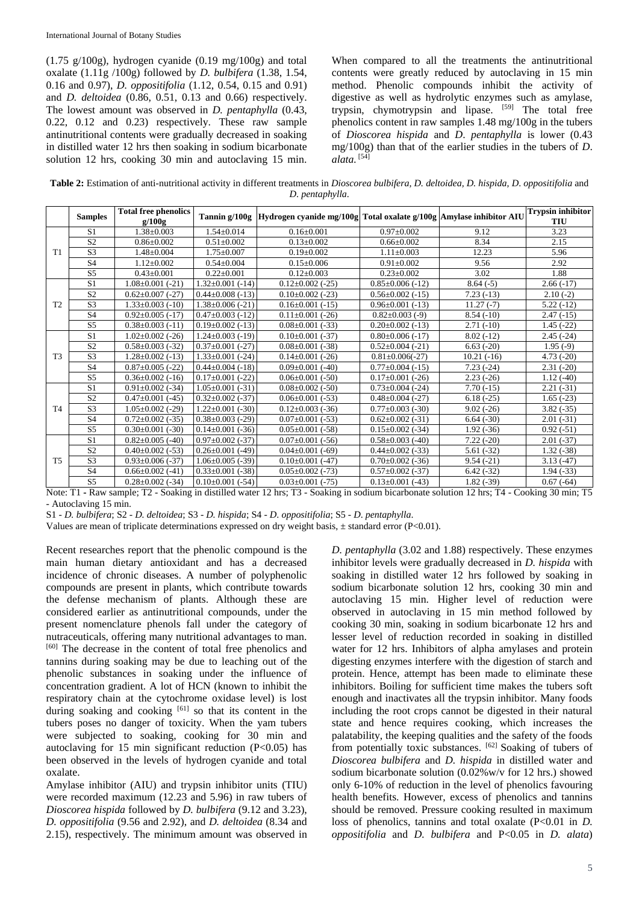(1.75 g/100g), hydrogen cyanide (0.19 mg/100g) and total oxalate (1.11g /100g) followed by *D. bulbifera* (1.38, 1.54, 0.16 and 0.97), *D. oppositifolia* (1.12, 0.54, 0.15 and 0.91) and *D. deltoidea* (0.86, 0.51, 0.13 and 0.66) respectively. The lowest amount was observed in *D. pentaphylla* (0.43, 0.22, 0.12 and 0.23) respectively. These raw sample antinutritional contents were gradually decreased in soaking in distilled water 12 hrs then soaking in sodium bicarbonate solution 12 hrs, cooking 30 min and autoclaving 15 min. When compared to all the treatments the antinutritional contents were greatly reduced by autoclaving in 15 min method. Phenolic compounds inhibit the activity of digestive as well as hydrolytic enzymes such as amylase, trypsin, chymotrypsin and lipase. [59] The total free phenolics content in raw samples 1.48 mg/100g in the tubers of *Dioscorea hispida* and *D*. *pentaphylla* is lower (0.43 mg/100g) than that of the earlier studies in the tubers of *D*. *alata.* [54]

**Table 2:** Estimation of anti-nutritional activity in different treatments in *Dioscorea bulbifera, D. deltoidea, D. hispida, D*. *oppositifolia* and *D. pentaphylla*.

| | Samples | Total free phenolics g/100g | Tannin g/100g | Hydrogen cyanide mg/100g | Total oxalate g/100g | Amylase inhibitor AIU | Trypsin inhibitor TIU |
|---|---|---|---|---|---|---|---|
| T1 | S1 | 1.38±0.003 | 1.54±0.014 | 0.16±0.001 | 0.97±0.002 | 9.12 | 3.23 |
| | S2 | 0.86±0.002 | 0.51±0.002 | 0.13±0.002 | 0.66±0.002 | 8.34 | 2.15 |
| | S3 | 1.48±0.004 | 1.75±0.007 | 0.19±0.002 | 1.11±0.003 | 12.23 | 5.96 |
| | S4 | 1.12±0.002 | 0.54±0.004 | 0.15±0.006 | 0.91±0.002 | 9.56 | 2.92 |
| | S5 | 0.43±0.001 | 0.22±0.001 | 0.12±0.003 | 0.23±0.002 | 3.02 | 1.88 |
| T2 | S1 | 1.08±0.001 (-21) | 1.32±0.001 (-14) | 0.12±0.002 (-25) | 0.85±0.006 (-12) | 8.64 (-5) | 2.66 (-17) |
| | S2 | 0.62±0.007 (-27) | 0.44±0.008 (-13) | 0.10±0.002 (-23) | 0.56±0.002 (-15) | 7.23 (-13) | 2.10 (-2) |
| | S3 | 1.33±0.003 (-10) | 1.38±0.006 (-21) | 0.16±0.001 (-15) | 0.96±0.001 (-13) | 11.27 (-7) | 5.22 (-12) |
| | S4 | 0.92±0.005 (-17) | 0.47±0.003 (-12) | 0.11±0.001 (-26) | 0.82±0.003 (-9) | 8.54 (-10) | 2.47 (-15) |
| | S5 | 0.38±0.003 (-11) | 0.19±0.002 (-13) | 0.08±0.001 (-33) | 0.20±0.002 (-13) | 2.71 (-10) | 1.45 (-22) |
| T3 | S1 | 1.02±0.002 (-26) | 1.24±0.003 (-19) | 0.10±0.001 (-37) | 0.80±0.006 (-17) | 8.02 (-12) | 2.45 (-24) |
| | S2 | 0.58±0.003 (-32) | 0.37±0.001 (-27) | 0.08±0.001 (-38) | 0.52±0.004 (-21) | 6.63 (-20) | 1.95 (-9) |
| | S3 | 1.28±0.002 (-13) | 1.33±0.001 (-24) | 0.14±0.001 (-26) | 0.81±0.006(-27) | 10.21 (-16) | 4.73 (-20) |
| | S4 | 0.87±0.005 (-22) | 0.44±0.004 (-18) | 0.09±0.001 (-40) | 0.77±0.004 (-15) | 7.23 (-24) | 2.31 (-20) |
| | S5 | 0.36±0.002 (-16) | 0.17±0.001 (-22) | 0.06±0.001 (-50) | 0.17±0.001 (-26) | 2.23 (-26) | 1.12 (-40) |
| T4 | S1 | 0.91±0.002 (-34) | 1.05±0.001 (-31) | 0.08±0.002 (-50) | 0.73±0.004 (-24) | 7.70 (-15) | 2.21 (-31) |
| | S2 | 0.47±0.001 (-45) | 0.32±0.002 (-37) | 0.06±0.001 (-53) | 0.48±0.004 (-27) | 6.18 (-25) | 1.65 (-23) |
| | S3 | 1.05±0.002 (-29) | 1.22±0.001 (-30) | 0.12±0.003 (-36) | 0.77±0.003 (-30) | 9.02 (-26) | 3.82 (-35) |
| | S4 | 0.72±0.002 (-35) | 0.38±0.003 (-29) | 0.07±0.001 (-53) | 0.62±0.002 (-31) | 6.64 (-30) | 2.01 (-31) |
| | S5 | 0.30±0.001 (-30) | 0.14±0.001 (-36) | 0.05±0.001 (-58) | 0.15±0.002 (-34) | 1.92 (-36) | 0.92 (-51) |
| T5 | S1 | 0.82±0.005 (-40) | 0.97±0.002 (-37) | 0.07±0.001 (-56) | 0.58±0.003 (-40) | 7.22 (-20) | 2.01 (-37) |
| | S2 | 0.40±0.002 (-53) | 0.26±0.001 (-49) | 0.04±0.001 (-69) | 0.44±0.002 (-33) | 5.61 (-32) | 1.32 (-38) |
| | S3 | 0.93±0.006 (-37) | 1.06±0.005 (-39) | 0.10±0.001 (-47) | 0.70±0.002 (-36) | 9.54 (-21) | 3.13 (-47) |
| | S4 | 0.66±0.002 (-41) | 0.33±0.001 (-38) | 0.05±0.002 (-73) | 0.57±0.002 (-37) | 6.42 (-32) | 1.94 (-33) |
| | S5 | 0.28±0.002 (-34) | 0.10±0.001 (-54) | 0.03±0.001 (-75) | 0.13±0.001 (-43) | 1.82 (-39) | 0.67 (-64) |

Note: T1 - Raw sample; T2 - Soaking in distilled water 12 hrs; T3 - Soaking in sodium bicarbonate solution 12 hrs; T4 - Cooking 30 min; T5 - Autoclaving 15 min.

S1 - *D. bulbifera*; S2 - *D. deltoidea*; S3 - *D. hispida*; S4 - *D. oppositifolia*; S5 - *D. pentaphylla*.

Values are mean of triplicate determinations expressed on dry weight basis, ± standard error ($P<0.01$).

Recent researches report that the phenolic compound is the main human dietary antioxidant and has a decreased incidence of chronic diseases. A number of polyphenolic compounds are present in plants, which contribute towards the defense mechanism of plants. Although these are considered earlier as antinutritional compounds, under the present nomenclature phenols fall under the category of nutraceuticals, offering many nutritional advantages to man. [60] The decrease in the content of total free phenolics and tannins during soaking may be due to leaching out of the phenolic substances in soaking under the influence of concentration gradient. A lot of HCN (known to inhibit the respiratory chain at the cytochrome oxidase level) is lost during soaking and cooking [61] so that its content in the tubers poses no danger of toxicity. When the yam tubers were subjected to soaking, cooking for 30 min and autoclaving for 15 min significant reduction ($P<0.05$) has been observed in the levels of hydrogen cyanide and total oxalate.

Amylase inhibitor (AIU) and trypsin inhibitor units (TIU) were recorded maximum (12.23 and 5.96) in raw tubers of *Dioscorea hispida* followed by *D. bulbifera* (9.12 and 3.23), *D. oppositifolia* (9.56 and 2.92), and *D. deltoidea* (8.34 and 2.15), respectively. The minimum amount was observed in *D. pentaphylla* (3.02 and 1.88) respectively. These enzymes inhibitor levels were gradually decreased in *D. hispida* with soaking in distilled water 12 hrs followed by soaking in sodium bicarbonate solution 12 hrs, cooking 30 min and autoclaving 15 min. Higher level of reduction were observed in autoclaving in 15 min method followed by cooking 30 min, soaking in sodium bicarbonate 12 hrs and lesser level of reduction recorded in soaking in distilled water for 12 hrs. Inhibitors of alpha amylases and protein digesting enzymes interfere with the digestion of starch and protein. Hence, attempt has been made to eliminate these inhibitors. Boiling for sufficient time makes the tubers soft enough and inactivates all the trypsin inhibitor. Many foods including the root crops cannot be digested in their natural state and hence requires cooking, which increases the palatability, the keeping qualities and the safety of the foods from potentially toxic substances. [62] Soaking of tubers of *Dioscorea bulbifera* and *D. hispida* in distilled water and sodium bicarbonate solution (0.02%w/v for 12 hrs.) showed only 6-10% of reduction in the level of phenolics favouring health benefits. However, excess of phenolics and tannins should be removed. Pressure cooking resulted in maximum loss of phenolics, tannins and total oxalate ($P<0.01$ in *D. oppositifolia* and *D. bulbifera* and $P<0.05$ in *D. alata*)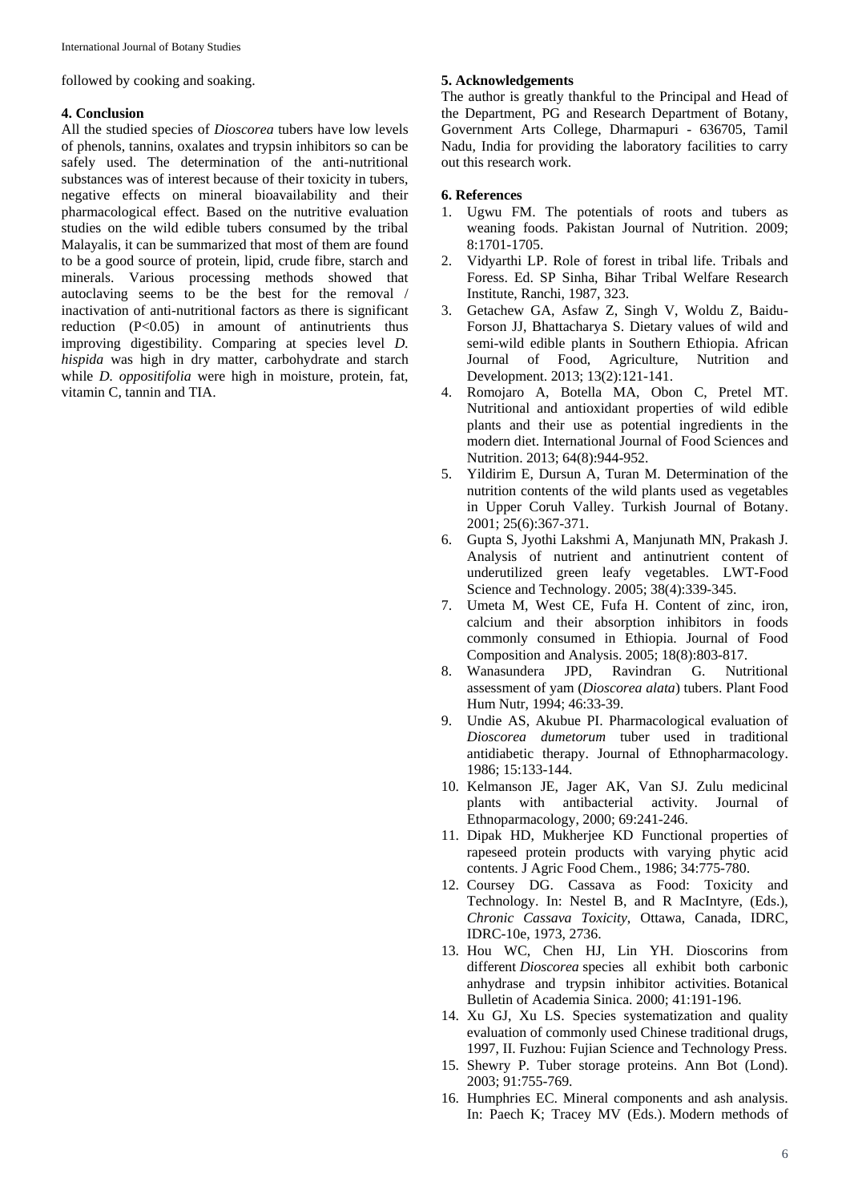followed by cooking and soaking.

### 4. Conclusion

All the studied species of *Dioscorea* tubers have low levels of phenols, tannins, oxalates and trypsin inhibitors so can be safely used. The determination of the anti-nutritional substances was of interest because of their toxicity in tubers, negative effects on mineral bioavailability and their pharmacological effect. Based on the nutritive evaluation studies on the wild edible tubers consumed by the tribal Malayalis, it can be summarized that most of them are found to be a good source of protein, lipid, crude fibre, starch and minerals. Various processing methods showed that autoclaving seems to be the best for the removal / inactivation of anti-nutritional factors as there is significant reduction ($P<0.05$) in amount of antinutrients thus improving digestibility. Comparing at species level *D. hispida* was high in dry matter, carbohydrate and starch while *D. oppositifolia* were high in moisture, protein, fat, vitamin C, tannin and TIA.

### 5. Acknowledgements

The author is greatly thankful to the Principal and Head of the Department, PG and Research Department of Botany, Government Arts College, Dharmapuri - 636705, Tamil Nadu, India for providing the laboratory facilities to carry out this research work.

### 6. References

1. Ugwu FM. The potentials of roots and tubers as weaning foods. Pakistan Journal of Nutrition. 2009; 8:1701-1705.
2. Vidyarthi LP. Role of forest in tribal life. Tribals and Foress. Ed. SP Sinha, Bihar Tribal Welfare Research Institute, Ranchi, 1987, 323.
3. Getachew GA, Asfaw Z, Singh V, Woldu Z, Baidu-Forson JJ, Bhattacharya S. Dietary values of wild and semi-wild edible plants in Southern Ethiopia. African Journal of Food, Agriculture, Nutrition and Development. 2013; 13(2):121-141.
4. Romojaro A, Botella MA, Obon C, Pretel MT. Nutritional and antioxidant properties of wild edible plants and their use as potential ingredients in the modern diet. International Journal of Food Sciences and Nutrition. 2013; 64(8):944-952.
5. Yildirim E, Dursun A, Turan M. Determination of the nutrition contents of the wild plants used as vegetables in Upper Coruh Valley. Turkish Journal of Botany. 2001; 25(6):367-371.
6. Gupta S, Jyothi Lakshmi A, Manjunath MN, Prakash J. Analysis of nutrient and antinutrient content of underutilized green leafy vegetables. LWT-Food Science and Technology. 2005; 38(4):339-345.
7. Umeta M, West CE, Fufa H. Content of zinc, iron, calcium and their absorption inhibitors in foods commonly consumed in Ethiopia. Journal of Food Composition and Analysis. 2005; 18(8):803-817.
8. Wanasundera JPD, Ravindran G. Nutritional assessment of yam (*Dioscorea alata*) tubers. Plant Food Hum Nutr, 1994; 46:33-39.
9. Undie AS, Akubue PI. Pharmacological evaluation of *Dioscorea dumetorum* tuber used in traditional antidiabetic therapy. Journal of Ethnopharmacology. 1986; 15:133-144.
10. Kelmanson JE, Jager AK, Van SJ. Zulu medicinal plants with antibacterial activity. Journal of Ethnoparmacology, 2000; 69:241-246.
11. Dipak HD, Mukherjee KD Functional properties of rapeseed protein products with varying phytic acid contents. J Agric Food Chem., 1986; 34:775-780.
12. Coursey DG. Cassava as Food: Toxicity and Technology. In: Nestel B, and R MacIntyre, (Eds.), *Chronic Cassava Toxicity*, Ottawa, Canada, IDRC, IDRC-10e, 1973, 2736.
13. Hou WC, Chen HJ, Lin YH. Dioscorins from different *Dioscorea* species all exhibit both carbonic anhydrase and trypsin inhibitor activities. Botanical Bulletin of Academia Sinica. 2000; 41:191-196.
14. Xu GJ, Xu LS. Species systematization and quality evaluation of commonly used Chinese traditional drugs, 1997, II. Fuzhou: Fujian Science and Technology Press.
15. Shewry P. Tuber storage proteins. Ann Bot (Lond). 2003; 91:755-769.
16. Humphries EC. Mineral components and ash analysis. In: Paech K; Tracey MV (Eds.). Modern methods of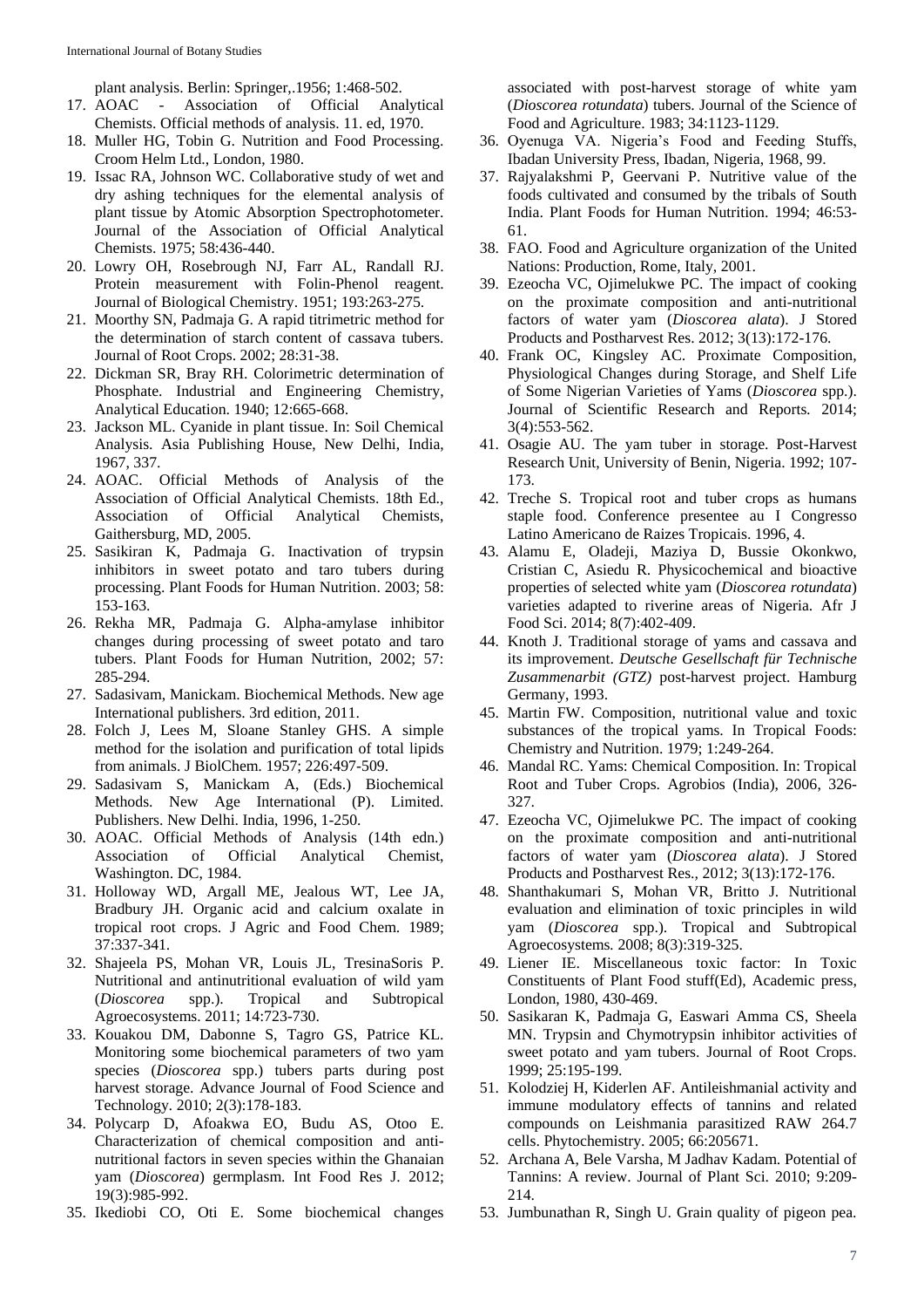plant analysis. Berlin: Springer,.1956; 1:468-502.

17. AOAC - Association of Official Analytical Chemists. Official methods of analysis. 11. ed, 1970.
18. Muller HG, Tobin G. Nutrition and Food Processing. Croom Helm Ltd., London, 1980.
19. Issac RA, Johnson WC. Collaborative study of wet and dry ashing techniques for the elemental analysis of plant tissue by Atomic Absorption Spectrophotometer. Journal of the Association of Official Analytical Chemists. 1975; 58:436-440.
20. Lowry OH, Rosebrough NJ, Farr AL, Randall RJ. Protein measurement with Folin-Phenol reagent. Journal of Biological Chemistry. 1951; 193:263-275.
21. Moorthy SN, Padmaja G. A rapid titrimetric method for the determination of starch content of cassava tubers. Journal of Root Crops. 2002; 28:31-38.
22. Dickman SR, Bray RH. Colorimetric determination of Phosphate. Industrial and Engineering Chemistry, Analytical Education. 1940; 12:665-668.
23. Jackson ML. Cyanide in plant tissue. In: Soil Chemical Analysis. Asia Publishing House, New Delhi, India, 1967, 337.
24. AOAC. Official Methods of Analysis of the Association of Official Analytical Chemists. 18th Ed., Association of Official Analytical Chemists, Gaithersburg, MD, 2005.
25. Sasikiran K, Padmaja G. Inactivation of trypsin inhibitors in sweet potato and taro tubers during processing. Plant Foods for Human Nutrition. 2003; 58: 153-163.
26. Rekha MR, Padmaja G. Alpha-amylase inhibitor changes during processing of sweet potato and taro tubers. Plant Foods for Human Nutrition, 2002; 57: 285-294.
27. Sadasivam, Manickam. Biochemical Methods. New age International publishers. 3rd edition, 2011.
28. Folch J, Lees M, Sloane Stanley GHS. A simple method for the isolation and purification of total lipids from animals. J BiolChem. 1957; 226:497-509.
29. Sadasivam S, Manickam A, (Eds.) Biochemical Methods. New Age International (P). Limited. Publishers. New Delhi. India, 1996, 1-250.
30. AOAC. Official Methods of Analysis (14th edn.) Association of Official Analytical Chemist, Washington. DC, 1984.
31. Holloway WD, Argall ME, Jealous WT, Lee JA, Bradbury JH. Organic acid and calcium oxalate in tropical root crops. J Agric and Food Chem. 1989; 37:337-341.
32. Shajeela PS, Mohan VR, Louis JL, TresinaSoris P. Nutritional and antinutritional evaluation of wild yam (*Dioscorea* spp.). Tropical and Subtropical Agroecosystems. 2011; 14:723-730.
33. Kouakou DM, Dabonne S, Tagro GS, Patrice KL. Monitoring some biochemical parameters of two yam species (*Dioscorea* spp.) tubers parts during post harvest storage. Advance Journal of Food Science and Technology. 2010; 2(3):178-183.
34. Polycarp D, Afoakwa EO, Budu AS, Otoo E. Characterization of chemical composition and anti-nutritional factors in seven species within the Ghanaian yam (*Dioscorea*) germplasm. Int Food Res J. 2012; 19(3):985-992.
35. Ikediobi CO, Oti E. Some biochemical changes associated with post-harvest storage of white yam (*Dioscorea rotundata*) tubers. Journal of the Science of Food and Agriculture. 1983; 34:1123-1129.
36. Oyenuga VA. Nigeria's Food and Feeding Stuffs, Ibadan University Press, Ibadan, Nigeria, 1968, 99.
37. Rajyalakshmi P, Geervani P. Nutritive value of the foods cultivated and consumed by the tribals of South India. Plant Foods for Human Nutrition. 1994; 46:53-61.
38. FAO. Food and Agriculture organization of the United Nations: Production, Rome, Italy, 2001.
39. Ezeocha VC, Ojimelukwe PC. The impact of cooking on the proximate composition and anti-nutritional factors of water yam (*Dioscorea alata*). J Stored Products and Postharvest Res. 2012; 3(13):172-176.
40. Frank OC, Kingsley AC. Proximate Composition, Physiological Changes during Storage, and Shelf Life of Some Nigerian Varieties of Yams (*Dioscorea* spp.). Journal of Scientific Research and Reports. 2014; 3(4):553-562.
41. Osagie AU. The yam tuber in storage. Post-Harvest Research Unit, University of Benin, Nigeria. 1992; 107-173.
42. Treche S. Tropical root and tuber crops as humans staple food. Conference presentee au I Congresso Latino Americano de Raizes Tropicais. 1996, 4.
43. Alamu E, Oladeji, Maziya D, Bussie Okonkwo, Cristian C, Asiedu R. Physicochemical and bioactive properties of selected white yam (*Dioscorea rotundata*) varieties adapted to riverine areas of Nigeria. Afr J Food Sci. 2014; 8(7):402-409.
44. Knoth J. Traditional storage of yams and cassava and its improvement. *Deutsche Gesellschaft für Technische Zusammenarbit (GTZ)* post-harvest project. Hamburg Germany, 1993.
45. Martin FW. Composition, nutritional value and toxic substances of the tropical yams. In Tropical Foods: Chemistry and Nutrition. 1979; 1:249-264.
46. Mandal RC. Yams: Chemical Composition. In: Tropical Root and Tuber Crops. Agrobios (India), 2006, 326-327.
47. Ezeocha VC, Ojimelukwe PC. The impact of cooking on the proximate composition and anti-nutritional factors of water yam (*Dioscorea alata*). J Stored Products and Postharvest Res., 2012; 3(13):172-176.
48. Shanthakumari S, Mohan VR, Britto J. Nutritional evaluation and elimination of toxic principles in wild yam (*Dioscorea* spp.). Tropical and Subtropical Agroecosystems. 2008; 8(3):319-325.
49. Liener IE. Miscellaneous toxic factor: In Toxic Constituents of Plant Food stuff(Ed), Academic press, London, 1980, 430-469.
50. Sasikaran K, Padmaja G, Easwari Amma CS, Sheela MN. Trypsin and Chymotrypsin inhibitor activities of sweet potato and yam tubers. Journal of Root Crops. 1999; 25:195-199.
51. Kolodziej H, Kiderlen AF. Antileishmanial activity and immune modulatory effects of tannins and related compounds on Leishmania parasitized RAW 264.7 cells. Phytochemistry. 2005; 66:205671.
52. Archana A, Bele Varsha, M Jadhav Kadam. Potential of Tannins: A review. Journal of Plant Sci. 2010; 9:209-214.
53. Jumbunathan R, Singh U. Grain quality of pigeon pea.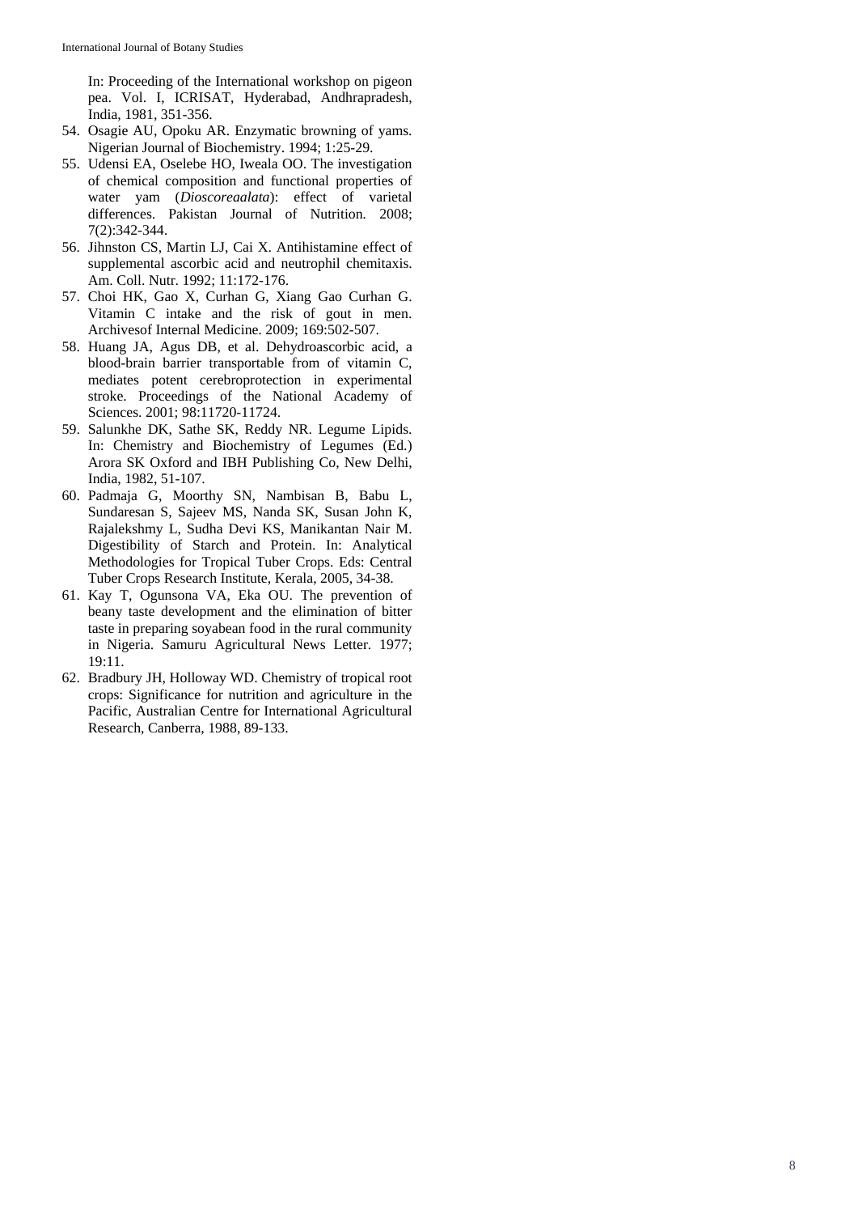In: Proceeding of the International workshop on pigeon pea. Vol. I, ICRISAT, Hyderabad, Andhrapradesh, India, 1981, 351-356.

54. Osagie AU, Opoku AR. Enzymatic browning of yams. Nigerian Journal of Biochemistry. 1994; 1:25-29.
55. Udensi EA, Oselebe HO, Iweala OO. The investigation of chemical composition and functional properties of water yam (*Dioscoreaalata*): effect of varietal differences. Pakistan Journal of Nutrition. 2008; 7(2):342-344.
56. Jihnston CS, Martin LJ, Cai X. Antihistamine effect of supplemental ascorbic acid and neutrophil chemitaxis. Am. Coll. Nutr. 1992; 11:172-176.
57. Choi HK, Gao X, Curhan G, Xiang Gao Curhan G. Vitamin C intake and the risk of gout in men. Archivesof Internal Medicine. 2009; 169:502-507.
58. Huang JA, Agus DB, et al. Dehydroascorbic acid, a blood-brain barrier transportable from of vitamin C, mediates potent cerebroprotection in experimental stroke. Proceedings of the National Academy of Sciences. 2001; 98:11720-11724.
59. Salunkhe DK, Sathe SK, Reddy NR. Legume Lipids. In: Chemistry and Biochemistry of Legumes (Ed.) Arora SK Oxford and IBH Publishing Co, New Delhi, India, 1982, 51-107.
60. Padmaja G, Moorthy SN, Nambisan B, Babu L, Sundaresan S, Sajeev MS, Nanda SK, Susan John K, Rajalekshmy L, Sudha Devi KS, Manikantan Nair M. Digestibility of Starch and Protein. In: Analytical Methodologies for Tropical Tuber Crops. Eds: Central Tuber Crops Research Institute, Kerala, 2005, 34-38.
61. Kay T, Ogunsona VA, Eka OU. The prevention of beany taste development and the elimination of bitter taste in preparing soyabean food in the rural community in Nigeria. Samuru Agricultural News Letter. 1977; 19:11.
62. Bradbury JH, Holloway WD. Chemistry of tropical root crops: Significance for nutrition and agriculture in the Pacific, Australian Centre for International Agricultural Research, Canberra, 1988, 89-133.